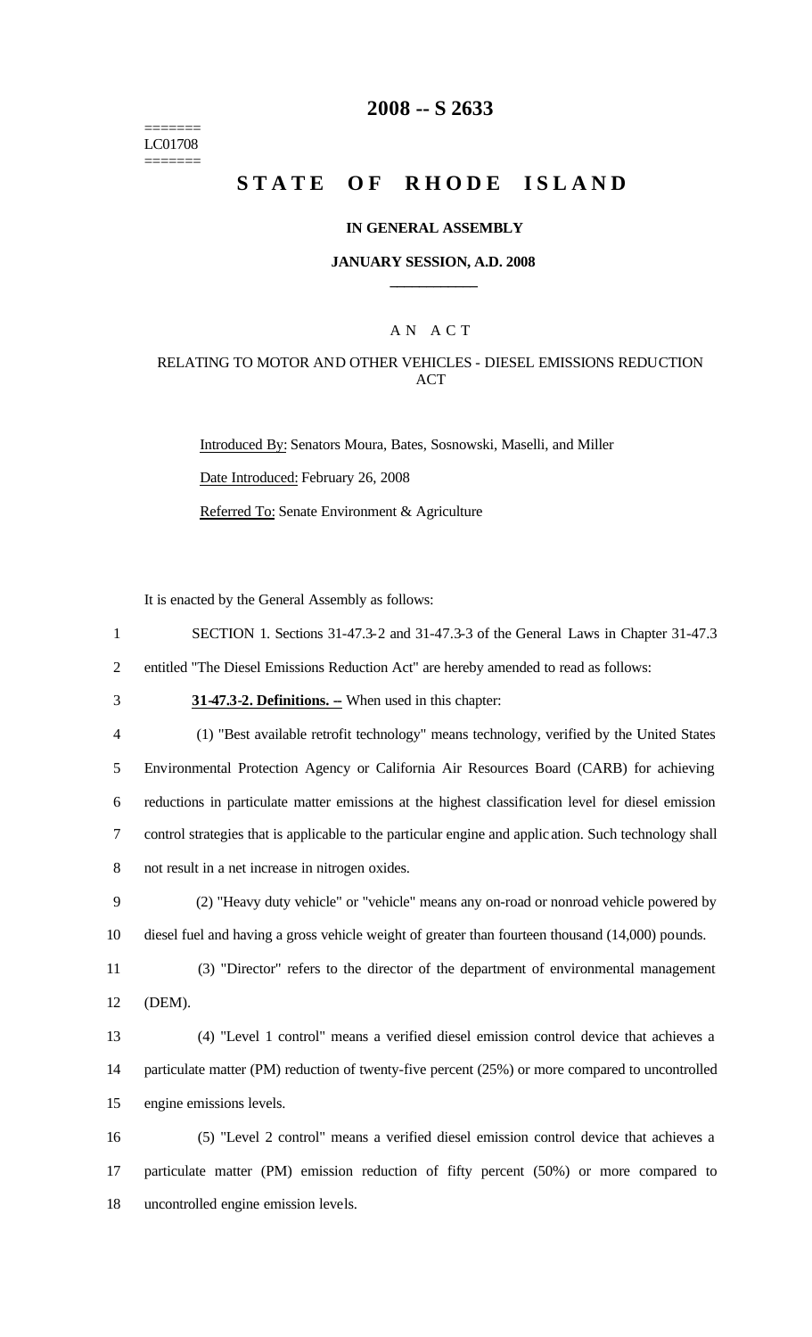=======
LC01708
=======

# 2008 -- S 2633

## STATE OF RHODE ISLAND

**IN GENERAL ASSEMBLY**

**JANUARY SESSION, A.D. 2008**

---

A N A C T

RELATING TO MOTOR AND OTHER VEHICLES - DIESEL EMISSIONS REDUCTION ACT

Introduced By: Senators Moura, Bates, Sosnowski, Maselli, and Miller

Date Introduced: February 26, 2008

Referred To: Senate Environment & Agriculture

It is enacted by the General Assembly as follows:

1 SECTION 1. Sections 31-47.3-2 and 31-47.3-3 of the General Laws in Chapter 31-47.3
2 entitled "The Diesel Emissions Reduction Act" are hereby amended to read as follows:

3 **31-47.3-2. Definitions. --** When used in this chapter:

4 (1) "Best available retrofit technology" means technology, verified by the United States
5 Environmental Protection Agency or California Air Resources Board (CARB) for achieving
6 reductions in particulate matter emissions at the highest classification level for diesel emission
7 control strategies that is applicable to the particular engine and application. Such technology shall
8 not result in a net increase in nitrogen oxides.

9 (2) "Heavy duty vehicle" or "vehicle" means any on-road or nonroad vehicle powered by
10 diesel fuel and having a gross vehicle weight of greater than fourteen thousand (14,000) pounds.

11 (3) "Director" refers to the director of the department of environmental management
12 (DEM).

13 (4) "Level 1 control" means a verified diesel emission control device that achieves a
14 particulate matter (PM) reduction of twenty-five percent (25%) or more compared to uncontrolled
15 engine emissions levels.

16 (5) "Level 2 control" means a verified diesel emission control device that achieves a
17 particulate matter (PM) emission reduction of fifty percent (50%) or more compared to
18 uncontrolled engine emission levels.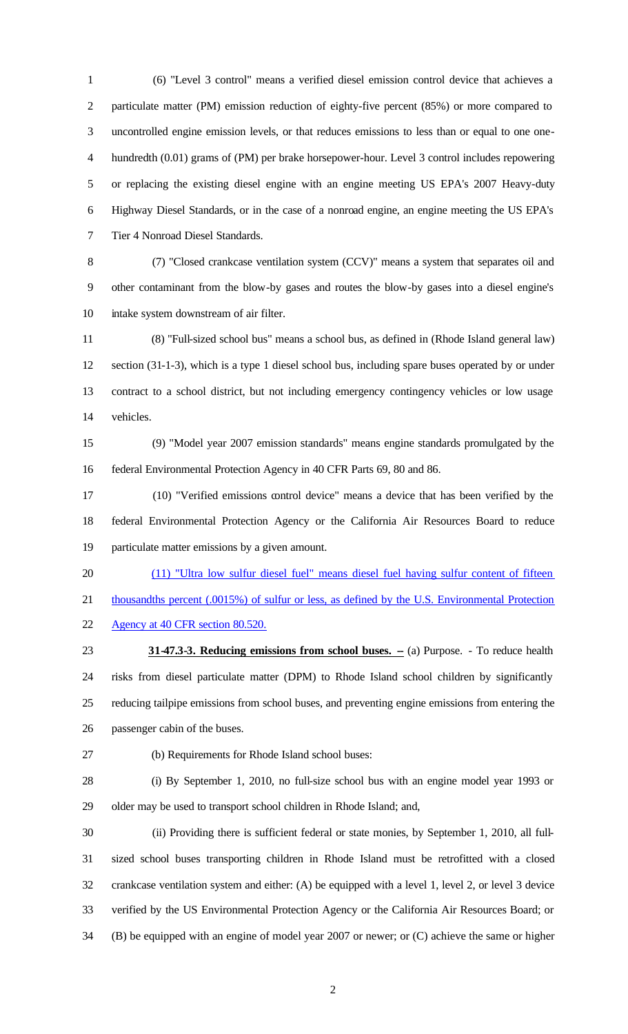(6) "Level 3 control" means a verified diesel emission control device that achieves a particulate matter (PM) emission reduction of eighty-five percent (85%) or more compared to uncontrolled engine emission levels, or that reduces emissions to less than or equal to one one-hundredth (0.01) grams of (PM) per brake horsepower-hour. Level 3 control includes repowering or replacing the existing diesel engine with an engine meeting US EPA's 2007 Heavy-duty Highway Diesel Standards, or in the case of a nonroad engine, an engine meeting the US EPA's Tier 4 Nonroad Diesel Standards.

(7) "Closed crankcase ventilation system (CCV)" means a system that separates oil and other contaminant from the blow-by gases and routes the blow-by gases into a diesel engine's intake system downstream of air filter.

(8) "Full-sized school bus" means a school bus, as defined in (Rhode Island general law) section (31-1-3), which is a type 1 diesel school bus, including spare buses operated by or under contract to a school district, but not including emergency contingency vehicles or low usage vehicles.

(9) "Model year 2007 emission standards" means engine standards promulgated by the federal Environmental Protection Agency in 40 CFR Parts 69, 80 and 86.

(10) "Verified emissions control device" means a device that has been verified by the federal Environmental Protection Agency or the California Air Resources Board to reduce particulate matter emissions by a given amount.

(11) "Ultra low sulfur diesel fuel" means diesel fuel having sulfur content of fifteen thousandths percent (.0015%) of sulfur or less, as defined by the U.S. Environmental Protection Agency at 40 CFR section 80.520.

**31-47.3-3. Reducing emissions from school buses. –** (a) Purpose. - To reduce health risks from diesel particulate matter (DPM) to Rhode Island school children by significantly reducing tailpipe emissions from school buses, and preventing engine emissions from entering the passenger cabin of the buses.

(b) Requirements for Rhode Island school buses:

(i) By September 1, 2010, no full-size school bus with an engine model year 1993 or older may be used to transport school children in Rhode Island; and,

(ii) Providing there is sufficient federal or state monies, by September 1, 2010, all full-sized school buses transporting children in Rhode Island must be retrofitted with a closed crankcase ventilation system and either: (A) be equipped with a level 1, level 2, or level 3 device verified by the US Environmental Protection Agency or the California Air Resources Board; or (B) be equipped with an engine of model year 2007 or newer; or (C) achieve the same or higher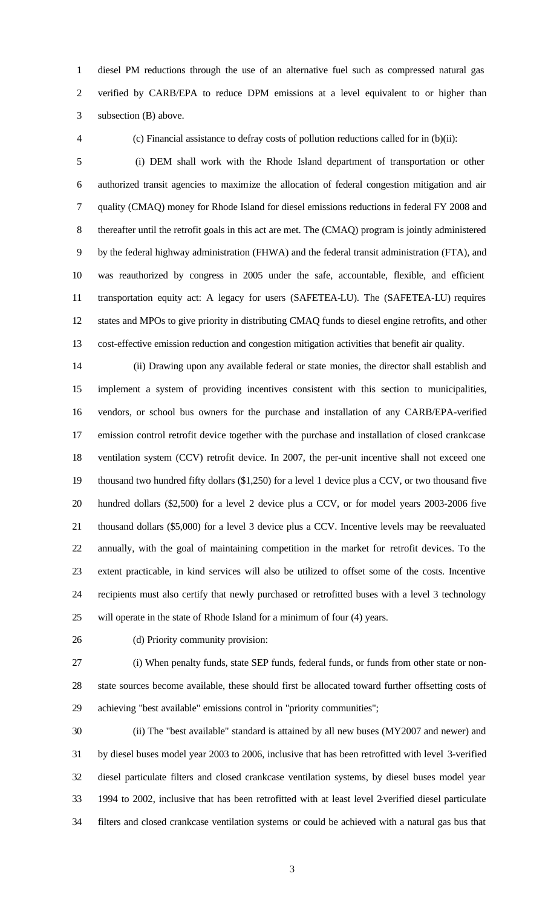diesel PM reductions through the use of an alternative fuel such as compressed natural gas verified by CARB/EPA to reduce DPM emissions at a level equivalent to or higher than subsection (B) above.

(c) Financial assistance to defray costs of pollution reductions called for in (b)(ii):

(i) DEM shall work with the Rhode Island department of transportation or other authorized transit agencies to maximize the allocation of federal congestion mitigation and air quality (CMAQ) money for Rhode Island for diesel emissions reductions in federal FY 2008 and thereafter until the retrofit goals in this act are met. The (CMAQ) program is jointly administered by the federal highway administration (FHWA) and the federal transit administration (FTA), and was reauthorized by congress in 2005 under the safe, accountable, flexible, and efficient transportation equity act: A legacy for users (SAFETEA-LU). The (SAFETEA-LU) requires states and MPOs to give priority in distributing CMAQ funds to diesel engine retrofits, and other cost-effective emission reduction and congestion mitigation activities that benefit air quality.

(ii) Drawing upon any available federal or state monies, the director shall establish and implement a system of providing incentives consistent with this section to municipalities, vendors, or school bus owners for the purchase and installation of any CARB/EPA-verified emission control retrofit device together with the purchase and installation of closed crankcase ventilation system (CCV) retrofit device. In 2007, the per-unit incentive shall not exceed one thousand two hundred fifty dollars ($1,250) for a level 1 device plus a CCV, or two thousand five hundred dollars ($2,500) for a level 2 device plus a CCV, or for model years 2003-2006 five thousand dollars ($5,000) for a level 3 device plus a CCV. Incentive levels may be reevaluated annually, with the goal of maintaining competition in the market for retrofit devices. To the extent practicable, in kind services will also be utilized to offset some of the costs. Incentive recipients must also certify that newly purchased or retrofitted buses with a level 3 technology will operate in the state of Rhode Island for a minimum of four (4) years.

(d) Priority community provision:

(i) When penalty funds, state SEP funds, federal funds, or funds from other state or non-state sources become available, these should first be allocated toward further offsetting costs of achieving "best available" emissions control in "priority communities";

(ii) The "best available" standard is attained by all new buses (MY2007 and newer) and by diesel buses model year 2003 to 2006, inclusive that has been retrofitted with level 3-verified diesel particulate filters and closed crankcase ventilation systems, by diesel buses model year 1994 to 2002, inclusive that has been retrofitted with at least level 2-verified diesel particulate filters and closed crankcase ventilation systems or could be achieved with a natural gas bus that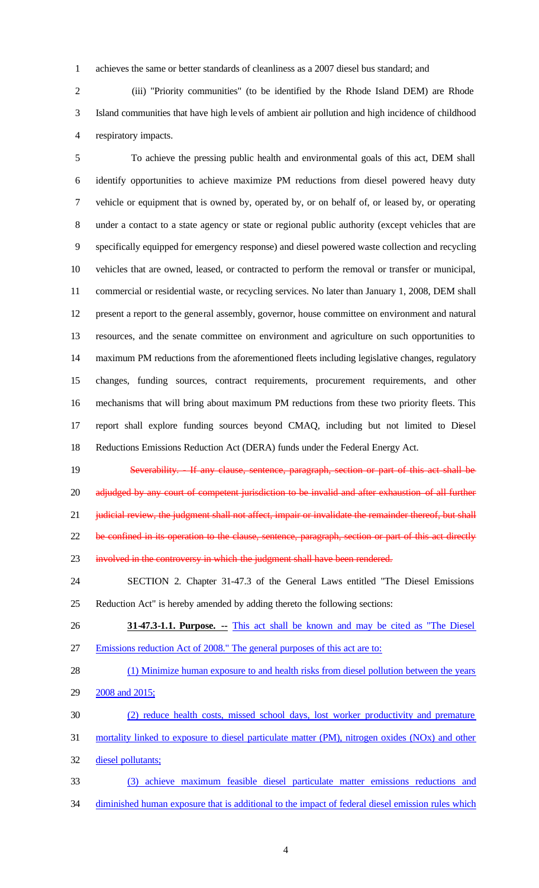achieves the same or better standards of cleanliness as a 2007 diesel bus standard; and

(iii) "Priority communities" (to be identified by the Rhode Island DEM) are Rhode Island communities that have high levels of ambient air pollution and high incidence of childhood respiratory impacts.

To achieve the pressing public health and environmental goals of this act, DEM shall identify opportunities to achieve maximize PM reductions from diesel powered heavy duty vehicle or equipment that is owned by, operated by, or on behalf of, or leased by, or operating under a contact to a state agency or state or regional public authority (except vehicles that are specifically equipped for emergency response) and diesel powered waste collection and recycling vehicles that are owned, leased, or contracted to perform the removal or transfer or municipal, commercial or residential waste, or recycling services. No later than January 1, 2008, DEM shall present a report to the general assembly, governor, house committee on environment and natural resources, and the senate committee on environment and agriculture on such opportunities to maximum PM reductions from the aforementioned fleets including legislative changes, regulatory changes, funding sources, contract requirements, procurement requirements, and other mechanisms that will bring about maximum PM reductions from these two priority fleets. This report shall explore funding sources beyond CMAQ, including but not limited to Diesel Reductions Emissions Reduction Act (DERA) funds under the Federal Energy Act.

~~Severability. - If any clause, sentence, paragraph, section or part of this act shall be adjudged by any court of competent jurisdiction to be invalid and after exhaustion of all further judicial review, the judgment shall not affect, impair or invalidate the remainder thereof, but shall be confined in its operation to the clause, sentence, paragraph, section or part of this act directly involved in the controversy in which the judgment shall have been rendered.~~

SECTION 2. Chapter 31-47.3 of the General Laws entitled "The Diesel Emissions Reduction Act" is hereby amended by adding thereto the following sections:

**31-47.3-1.1. Purpose. --** <u>This act shall be known and may be cited as "The Diesel Emissions reduction Act of 2008." The general purposes of this act are to:</u>

<u>(1) Minimize human exposure to and health risks from diesel pollution between the years 2008 and 2015;</u>

<u>(2) reduce health costs, missed school days, lost worker productivity and premature mortality linked to exposure to diesel particulate matter (PM), nitrogen oxides (NOx) and other diesel pollutants;</u>

<u>(3) achieve maximum feasible diesel particulate matter emissions reductions and diminished human exposure that is additional to the impact of federal diesel emission rules which</u>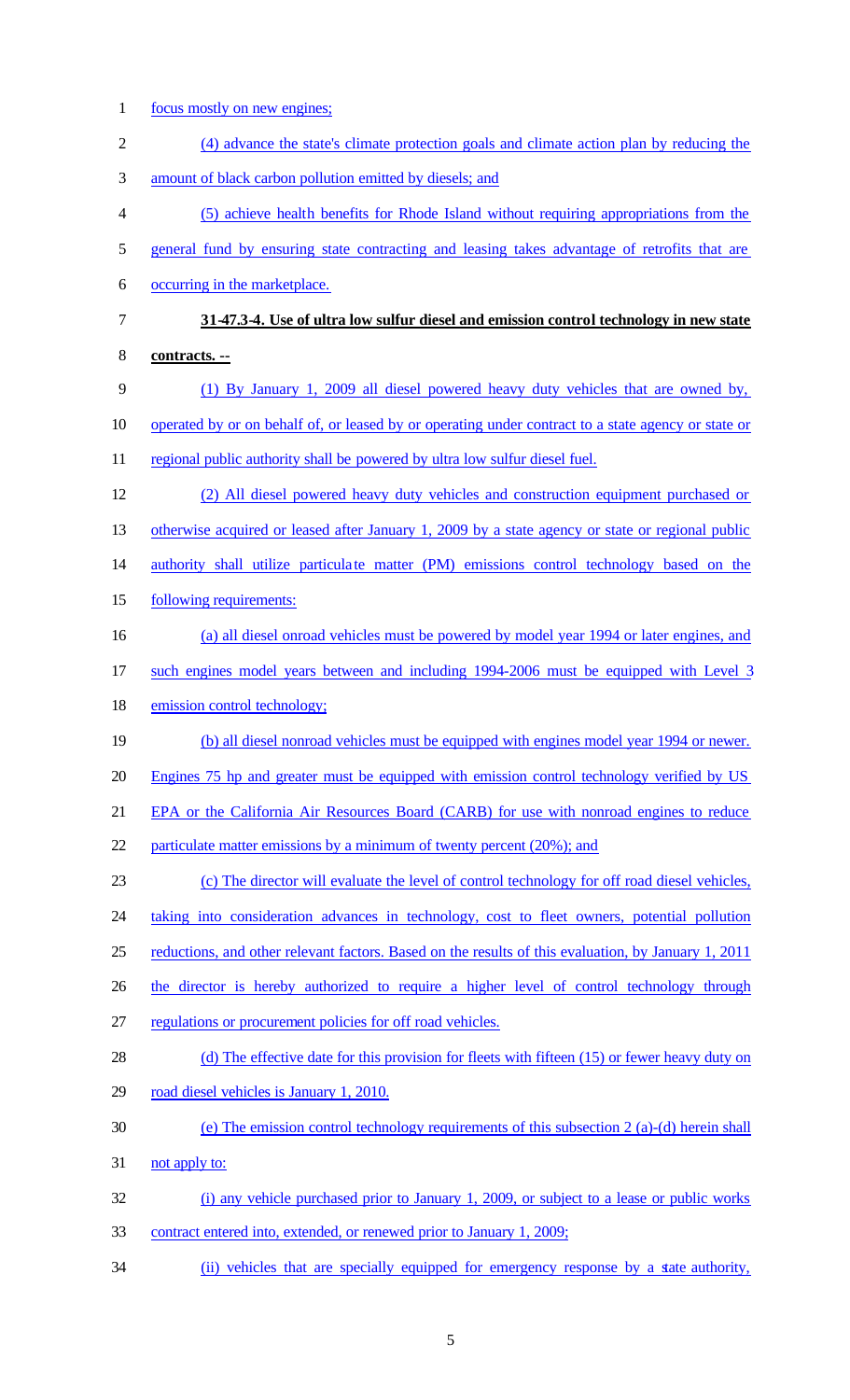focus mostly on new engines;

(4) advance the state's climate protection goals and climate action plan by reducing the amount of black carbon pollution emitted by diesels; and

(5) achieve health benefits for Rhode Island without requiring appropriations from the general fund by ensuring state contracting and leasing takes advantage of retrofits that are occurring in the marketplace.

**31-47.3-4. Use of ultra low sulfur diesel and emission control technology in new state contracts. --**

(1) By January 1, 2009 all diesel powered heavy duty vehicles that are owned by, operated by or on behalf of, or leased by or operating under contract to a state agency or state or regional public authority shall be powered by ultra low sulfur diesel fuel.

(2) All diesel powered heavy duty vehicles and construction equipment purchased or otherwise acquired or leased after January 1, 2009 by a state agency or state or regional public authority shall utilize particulate matter (PM) emissions control technology based on the following requirements:

(a) all diesel onroad vehicles must be powered by model year 1994 or later engines, and such engines model years between and including 1994-2006 must be equipped with Level 3 emission control technology;

(b) all diesel nonroad vehicles must be equipped with engines model year 1994 or newer. Engines 75 hp and greater must be equipped with emission control technology verified by US EPA or the California Air Resources Board (CARB) for use with nonroad engines to reduce particulate matter emissions by a minimum of twenty percent (20%); and

(c) The director will evaluate the level of control technology for off road diesel vehicles, taking into consideration advances in technology, cost to fleet owners, potential pollution reductions, and other relevant factors. Based on the results of this evaluation, by January 1, 2011 the director is hereby authorized to require a higher level of control technology through regulations or procurement policies for off road vehicles.

(d) The effective date for this provision for fleets with fifteen (15) or fewer heavy duty on road diesel vehicles is January 1, 2010.

(e) The emission control technology requirements of this subsection 2 (a)-(d) herein shall not apply to:

(i) any vehicle purchased prior to January 1, 2009, or subject to a lease or public works contract entered into, extended, or renewed prior to January 1, 2009;

(ii) vehicles that are specially equipped for emergency response by a state authority,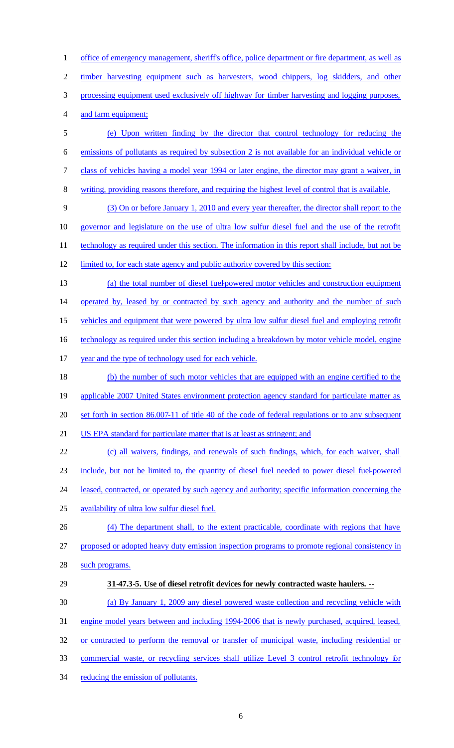office of emergency management, sheriff's office, police department or fire department, as well as timber harvesting equipment such as harvesters, wood chippers, log skidders, and other processing equipment used exclusively off highway for timber harvesting and logging purposes, and farm equipment;

(e) Upon written finding by the director that control technology for reducing the emissions of pollutants as required by subsection 2 is not available for an individual vehicle or class of vehicles having a model year 1994 or later engine, the director may grant a waiver, in writing, providing reasons therefore, and requiring the highest level of control that is available.

(3) On or before January 1, 2010 and every year thereafter, the director shall report to the governor and legislature on the use of ultra low sulfur diesel fuel and the use of the retrofit technology as required under this section. The information in this report shall include, but not be limited to, for each state agency and public authority covered by this section:

(a) the total number of diesel fuel-powered motor vehicles and construction equipment operated by, leased by or contracted by such agency and authority and the number of such vehicles and equipment that were powered by ultra low sulfur diesel fuel and employing retrofit technology as required under this section including a breakdown by motor vehicle model, engine year and the type of technology used for each vehicle.

(b) the number of such motor vehicles that are equipped with an engine certified to the applicable 2007 United States environment protection agency standard for particulate matter as set forth in section 86.007-11 of title 40 of the code of federal regulations or to any subsequent US EPA standard for particulate matter that is at least as stringent; and

(c) all waivers, findings, and renewals of such findings, which, for each waiver, shall include, but not be limited to, the quantity of diesel fuel needed to power diesel fuel-powered leased, contracted, or operated by such agency and authority; specific information concerning the availability of ultra low sulfur diesel fuel.

(4) The department shall, to the extent practicable, coordinate with regions that have proposed or adopted heavy duty emission inspection programs to promote regional consistency in such programs.

**31-47.3-5. Use of diesel retrofit devices for newly contracted waste haulers. --**

(a) By January 1, 2009 any diesel powered waste collection and recycling vehicle with engine model years between and including 1994-2006 that is newly purchased, acquired, leased, or contracted to perform the removal or transfer of municipal waste, including residential or commercial waste, or recycling services shall utilize Level 3 control retrofit technology for reducing the emission of pollutants.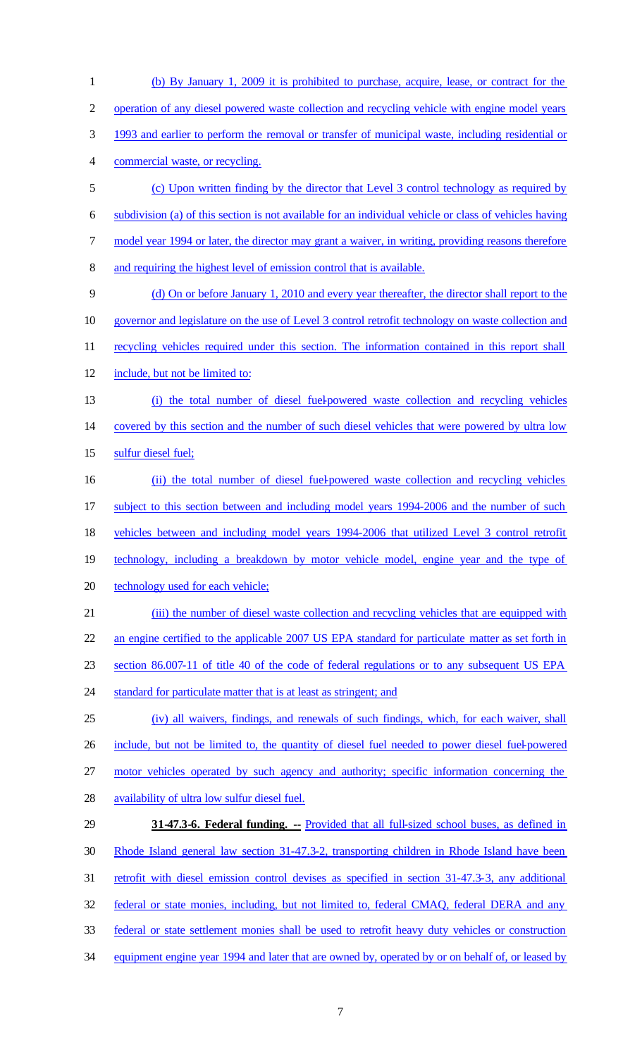(b) By January 1, 2009 it is prohibited to purchase, acquire, lease, or contract for the operation of any diesel powered waste collection and recycling vehicle with engine model years 1993 and earlier to perform the removal or transfer of municipal waste, including residential or commercial waste, or recycling.

(c) Upon written finding by the director that Level 3 control technology as required by subdivision (a) of this section is not available for an individual vehicle or class of vehicles having model year 1994 or later, the director may grant a waiver, in writing, providing reasons therefore and requiring the highest level of emission control that is available.

(d) On or before January 1, 2010 and every year thereafter, the director shall report to the governor and legislature on the use of Level 3 control retrofit technology on waste collection and recycling vehicles required under this section. The information contained in this report shall include, but not be limited to:

(i) the total number of diesel fuel-powered waste collection and recycling vehicles covered by this section and the number of such diesel vehicles that were powered by ultra low sulfur diesel fuel;

(ii) the total number of diesel fuel-powered waste collection and recycling vehicles subject to this section between and including model years 1994-2006 and the number of such vehicles between and including model years 1994-2006 that utilized Level 3 control retrofit technology, including a breakdown by motor vehicle model, engine year and the type of technology used for each vehicle;

(iii) the number of diesel waste collection and recycling vehicles that are equipped with an engine certified to the applicable 2007 US EPA standard for particulate matter as set forth in section 86.007-11 of title 40 of the code of federal regulations or to any subsequent US EPA standard for particulate matter that is at least as stringent; and

(iv) all waivers, findings, and renewals of such findings, which, for each waiver, shall include, but not be limited to, the quantity of diesel fuel needed to power diesel fuel-powered motor vehicles operated by such agency and authority; specific information concerning the availability of ultra low sulfur diesel fuel.

**31-47.3-6. Federal funding. --** Provided that all full-sized school buses, as defined in Rhode Island general law section 31-47.3-2, transporting children in Rhode Island have been retrofit with diesel emission control devises as specified in section 31-47.3-3, any additional federal or state monies, including, but not limited to, federal CMAQ, federal DERA and any federal or state settlement monies shall be used to retrofit heavy duty vehicles or construction equipment engine year 1994 and later that are owned by, operated by or on behalf of, or leased by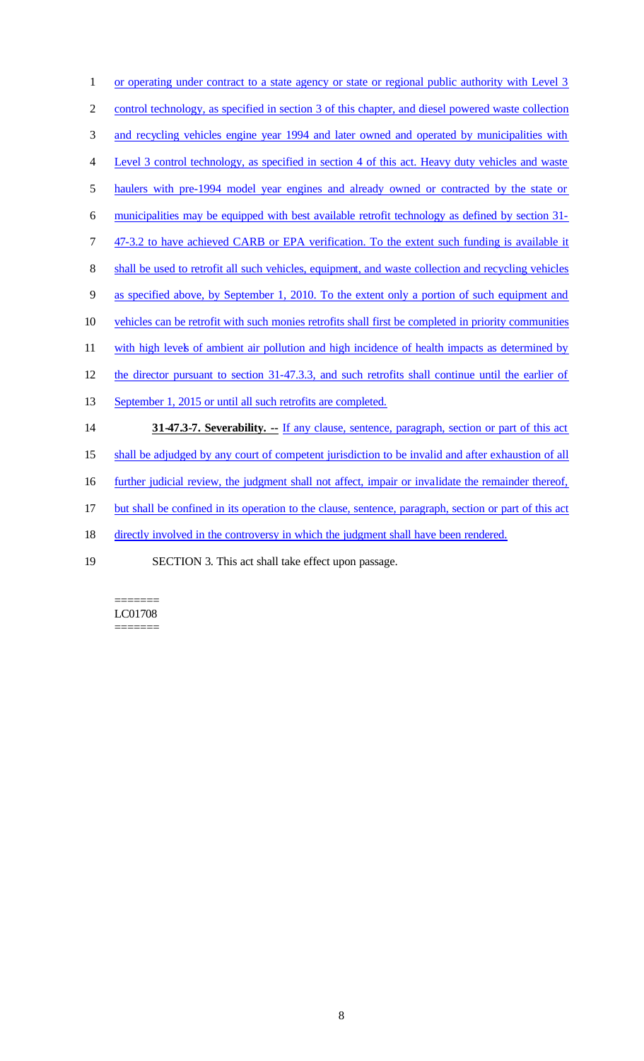or operating under contract to a state agency or state or regional public authority with Level 3 control technology, as specified in section 3 of this chapter, and diesel powered waste collection and recycling vehicles engine year 1994 and later owned and operated by municipalities with Level 3 control technology, as specified in section 4 of this act. Heavy duty vehicles and waste haulers with pre-1994 model year engines and already owned or contracted by the state or municipalities may be equipped with best available retrofit technology as defined by section 31-47-3.2 to have achieved CARB or EPA verification. To the extent such funding is available it shall be used to retrofit all such vehicles, equipment, and waste collection and recycling vehicles as specified above, by September 1, 2010. To the extent only a portion of such equipment and vehicles can be retrofit with such monies retrofits shall first be completed in priority communities with high levels of ambient air pollution and high incidence of health impacts as determined by the director pursuant to section 31-47.3.3, and such retrofits shall continue until the earlier of September 1, 2015 or until all such retrofits are completed.

**31-47.3-7. Severability. --** If any clause, sentence, paragraph, section or part of this act shall be adjudged by any court of competent jurisdiction to be invalid and after exhaustion of all further judicial review, the judgment shall not affect, impair or invalidate the remainder thereof, but shall be confined in its operation to the clause, sentence, paragraph, section or part of this act directly involved in the controversy in which the judgment shall have been rendered.

SECTION 3. This act shall take effect upon passage.

=======
LC01708
=======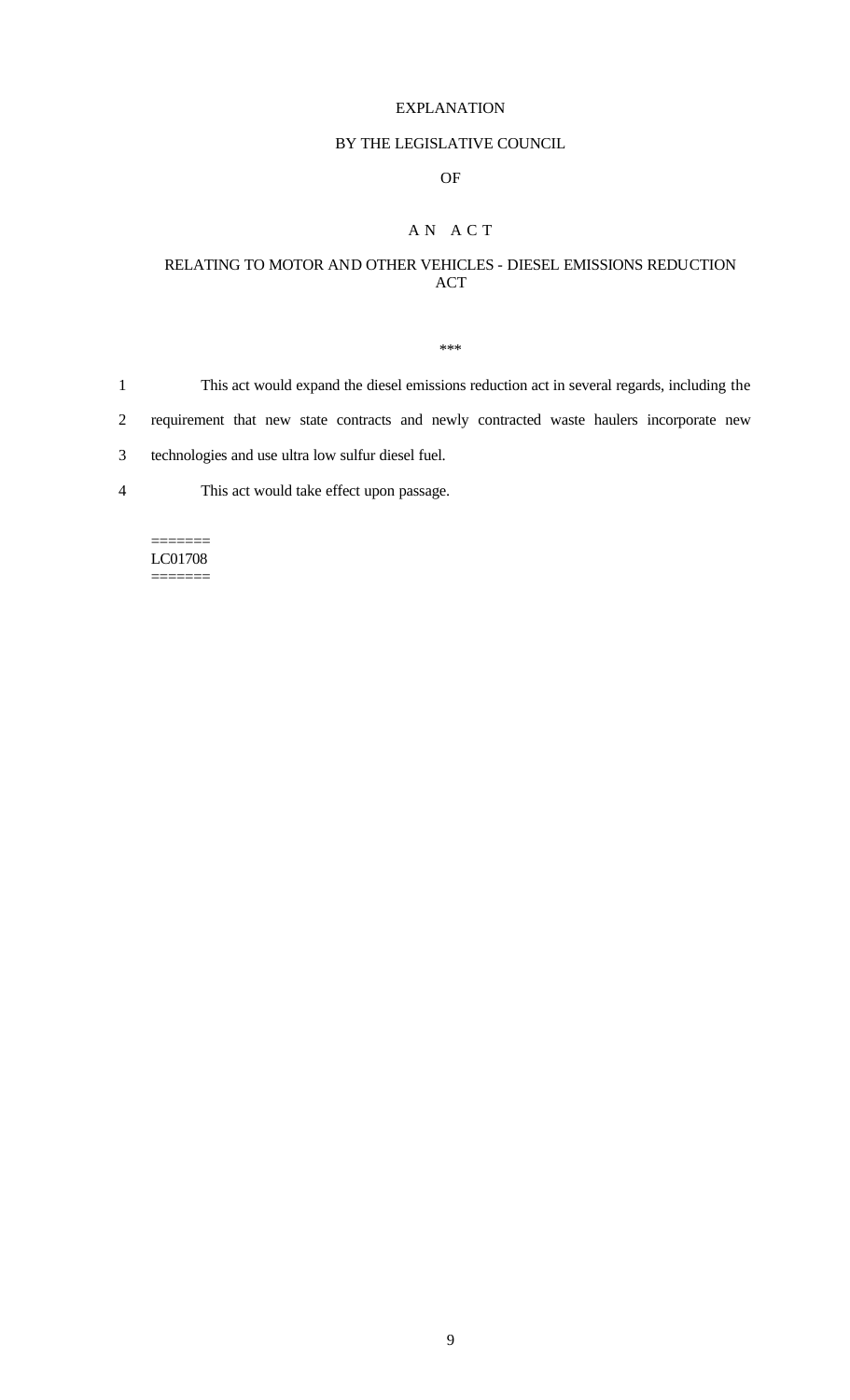EXPLANATION

BY THE LEGISLATIVE COUNCIL

OF

A N A C T

RELATING TO MOTOR AND OTHER VEHICLES - DIESEL EMISSIONS REDUCTION ACT

\*\*\*

1 This act would expand the diesel emissions reduction act in several regards, including the
2 requirement that new state contracts and newly contracted waste haulers incorporate new
3 technologies and use ultra low sulfur diesel fuel.
4 This act would take effect upon passage.

=======
LC01708
=======